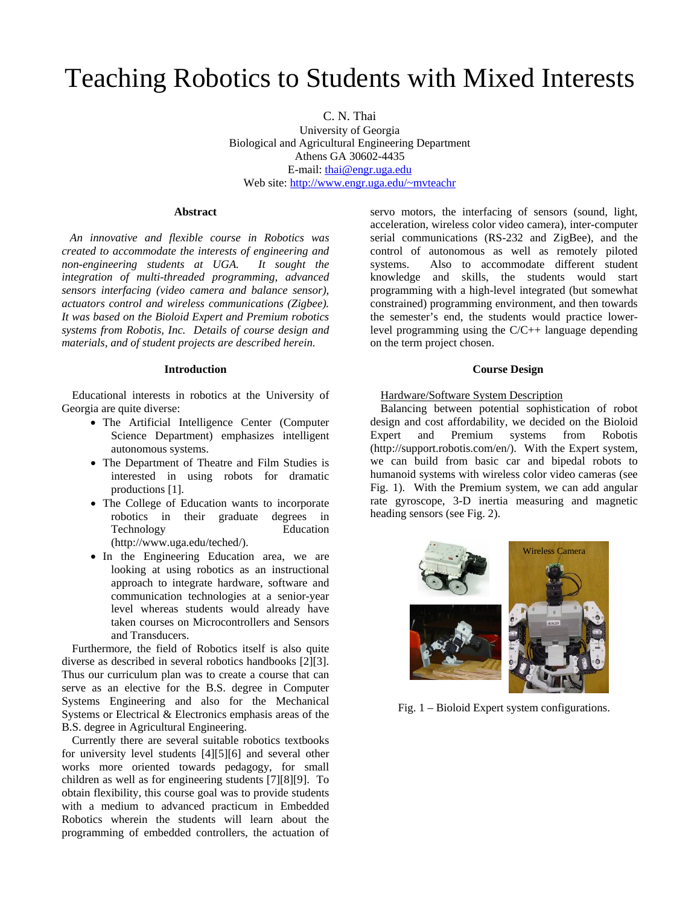# Teaching Robotics to Students with Mixed Interests

C. N. Thai
University of Georgia
Biological and Agricultural Engineering Department
Athens GA 30602-4435
E-mail: thai@engr.uga.edu
Web site: http://www.engr.uga.edu/~mvteachr

## Abstract

*An innovative and flexible course in Robotics was created to accommodate the interests of engineering and non-engineering students at UGA. It sought the integration of multi-threaded programming, advanced sensors interfacing (video camera and balance sensor), actuators control and wireless communications (Zigbee). It was based on the Bioloid Expert and Premium robotics systems from Robotis, Inc. Details of course design and materials, and of student projects are described herein.*

## Introduction

Educational interests in robotics at the University of Georgia are quite diverse:

- The Artificial Intelligence Center (Computer Science Department) emphasizes intelligent autonomous systems.
- The Department of Theatre and Film Studies is interested in using robots for dramatic productions [1].
- The College of Education wants to incorporate robotics in their graduate degrees in Technology Education (http://www.uga.edu/teched/).
- In the Engineering Education area, we are looking at using robotics as an instructional approach to integrate hardware, software and communication technologies at a senior-year level whereas students would already have taken courses on Microcontrollers and Sensors and Transducers.

Furthermore, the field of Robotics itself is also quite diverse as described in several robotics handbooks [2][3]. Thus our curriculum plan was to create a course that can serve as an elective for the B.S. degree in Computer Systems Engineering and also for the Mechanical Systems or Electrical & Electronics emphasis areas of the B.S. degree in Agricultural Engineering.

Currently there are several suitable robotics textbooks for university level students [4][5][6] and several other works more oriented towards pedagogy, for small children as well as for engineering students [7][8][9]. To obtain flexibility, this course goal was to provide students with a medium to advanced practicum in Embedded Robotics wherein the students will learn about the programming of embedded controllers, the actuation of servo motors, the interfacing of sensors (sound, light, acceleration, wireless color video camera), inter-computer serial communications (RS-232 and ZigBee), and the control of autonomous as well as remotely piloted systems. Also to accommodate different student knowledge and skills, the students would start programming with a high-level integrated (but somewhat constrained) programming environment, and then towards the semester's end, the students would practice lower-level programming using the C/C++ language depending on the term project chosen.

## Course Design

### Hardware/Software System Description

Balancing between potential sophistication of robot design and cost affordability, we decided on the Bioloid Expert and Premium systems from Robotis (http://support.robotis.com/en/). With the Expert system, we can build from basic car and bipedal robots to humanoid systems with wireless color video cameras (see Fig. 1). With the Premium system, we can add angular rate gyroscope, 3-D inertia measuring and magnetic heading sensors (see Fig. 2).

Wireless Camera

Fig. 1 – Bioloid Expert system configurations.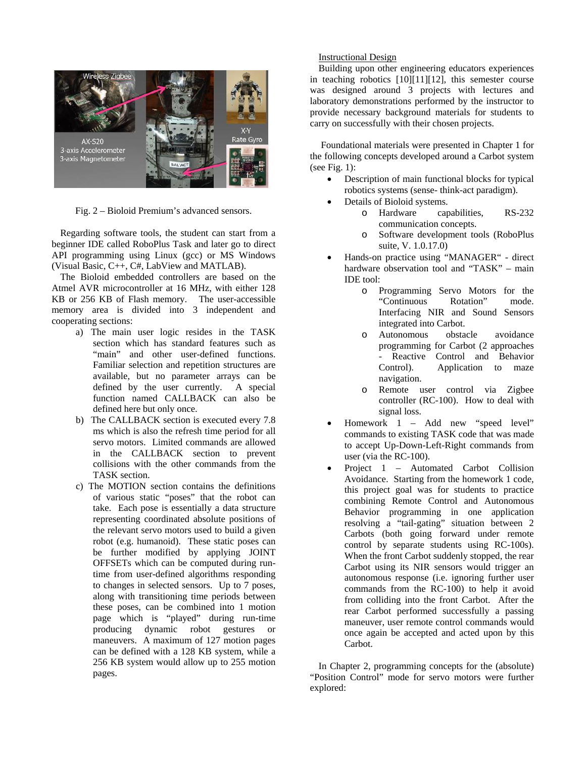Fig. 2 – Bioloid Premium's advanced sensors.

Regarding software tools, the student can start from a beginner IDE called RoboPlus Task and later go to direct API programming using Linux (gcc) or MS Windows (Visual Basic, C++, C#, LabView and MATLAB).

The Bioloid embedded controllers are based on the Atmel AVR microcontroller at 16 MHz, with either 128 KB or 256 KB of Flash memory. The user-accessible memory area is divided into 3 independent and cooperating sections:

a) The main user logic resides in the TASK section which has standard features such as "main" and other user-defined functions. Familiar selection and repetition structures are available, but no parameter arrays can be defined by the user currently. A special function named CALLBACK can also be defined here but only once.

b) The CALLBACK section is executed every 7.8 ms which is also the refresh time period for all servo motors. Limited commands are allowed in the CALLBACK section to prevent collisions with the other commands from the TASK section.

c) The MOTION section contains the definitions of various static "poses" that the robot can take. Each pose is essentially a data structure representing coordinated absolute positions of the relevant servo motors used to build a given robot (e.g. humanoid). These static poses can be further modified by applying JOINT OFFSETs which can be computed during run-time from user-defined algorithms responding to changes in selected sensors. Up to 7 poses, along with transitioning time periods between these poses, can be combined into 1 motion page which is "played" during run-time producing dynamic robot gestures or maneuvers. A maximum of 127 motion pages can be defined with a 128 KB system, while a 256 KB system would allow up to 255 motion pages.

Instructional Design

Building upon other engineering educators experiences in teaching robotics [10][11][12], this semester course was designed around 3 projects with lectures and laboratory demonstrations performed by the instructor to provide necessary background materials for students to carry on successfully with their chosen projects.

Foundational materials were presented in Chapter 1 for the following concepts developed around a Carbot system (see Fig. 1):

- Description of main functional blocks for typical robotics systems (sense- think-act paradigm).
- Details of Bioloid systems.
  - Hardware capabilities, RS-232 communication concepts.
  - Software development tools (RoboPlus suite, V. 1.0.17.0)
- Hands-on practice using "MANAGER" - direct hardware observation tool and "TASK" – main IDE tool:
  - Programming Servo Motors for the "Continuous Rotation" mode. Interfacing NIR and Sound Sensors integrated into Carbot.
  - Autonomous obstacle avoidance programming for Carbot (2 approaches - Reactive Control and Behavior Control). Application to maze navigation.
  - Remote user control via Zigbee controller (RC-100). How to deal with signal loss.
- Homework 1 – Add new "speed level" commands to existing TASK code that was made to accept Up-Down-Left-Right commands from user (via the RC-100).
- Project 1 – Automated Carbot Collision Avoidance. Starting from the homework 1 code, this project goal was for students to practice combining Remote Control and Autonomous Behavior programming in one application resolving a "tail-gating" situation between 2 Carbots (both going forward under remote control by separate students using RC-100s). When the front Carbot suddenly stopped, the rear Carbot using its NIR sensors would trigger an autonomous response (i.e. ignoring further user commands from the RC-100) to help it avoid from colliding into the front Carbot. After the rear Carbot performed successfully a passing maneuver, user remote control commands would once again be accepted and acted upon by this Carbot.

In Chapter 2, programming concepts for the (absolute) "Position Control" mode for servo motors were further explored: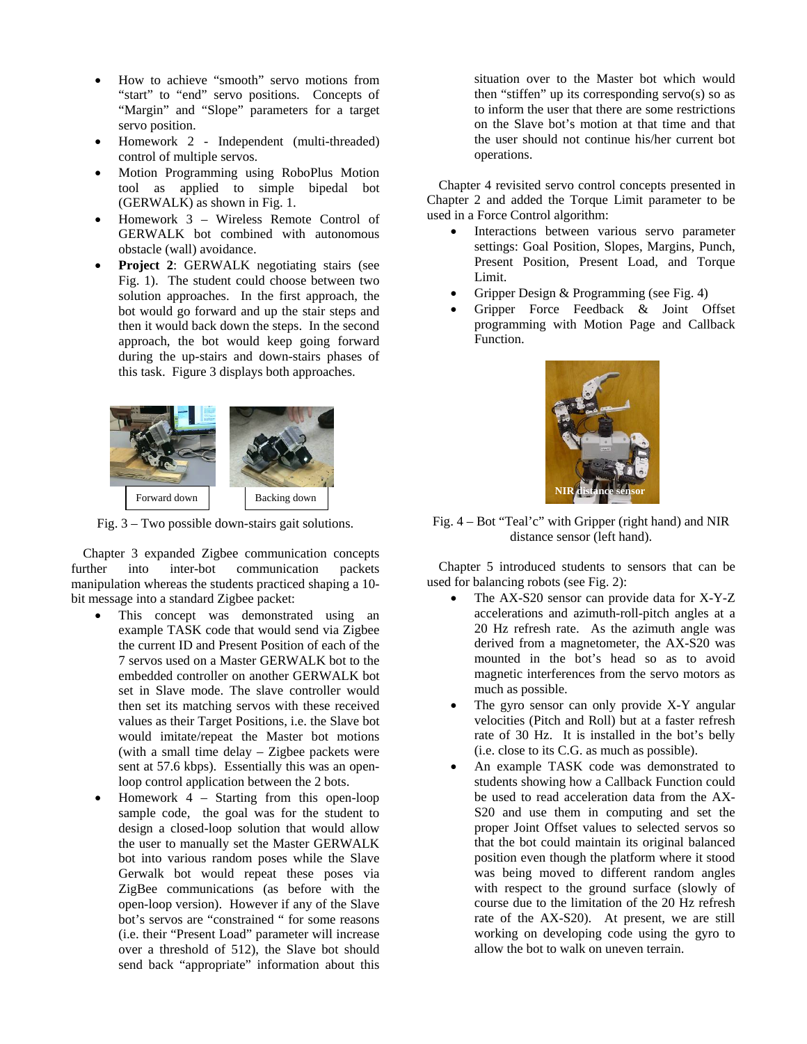- How to achieve "smooth" servo motions from "start" to "end" servo positions. Concepts of "Margin" and "Slope" parameters for a target servo position.
- Homework 2 - Independent (multi-threaded) control of multiple servos.
- Motion Programming using RoboPlus Motion tool as applied to simple bipedal bot (GERWALK) as shown in Fig. 1.
- Homework 3 – Wireless Remote Control of GERWALK bot combined with autonomous obstacle (wall) avoidance.
- **Project 2**: GERWALK negotiating stairs (see Fig. 1). The student could choose between two solution approaches. In the first approach, the bot would go forward and up the stair steps and then it would back down the steps. In the second approach, the bot would keep going forward during the up-stairs and down-stairs phases of this task. Figure 3 displays both approaches.

Forward down

Backing down

Fig. 3 – Two possible down-stairs gait solutions.

Chapter 3 expanded Zigbee communication concepts further into inter-bot communication packets manipulation whereas the students practiced shaping a 10-bit message into a standard Zigbee packet:

- This concept was demonstrated using an example TASK code that would send via Zigbee the current ID and Present Position of each of the 7 servos used on a Master GERWALK bot to the embedded controller on another GERWALK bot set in Slave mode. The slave controller would then set its matching servos with these received values as their Target Positions, i.e. the Slave bot would imitate/repeat the Master bot motions (with a small time delay – Zigbee packets were sent at 57.6 kbps). Essentially this was an open-loop control application between the 2 bots.
- Homework 4 – Starting from this open-loop sample code, the goal was for the student to design a closed-loop solution that would allow the user to manually set the Master GERWALK bot into various random poses while the Slave Gerwalk bot would repeat these poses via ZigBee communications (as before with the open-loop version). However if any of the Slave bot's servos are "constrained " for some reasons (i.e. their "Present Load" parameter will increase over a threshold of 512), the Slave bot should send back "appropriate" information about this situation over to the Master bot which would then "stiffen" up its corresponding servo(s) so as to inform the user that there are some restrictions on the Slave bot's motion at that time and that the user should not continue his/her current bot operations.

Chapter 4 revisited servo control concepts presented in Chapter 2 and added the Torque Limit parameter to be used in a Force Control algorithm:

- Interactions between various servo parameter settings: Goal Position, Slopes, Margins, Punch, Present Position, Present Load, and Torque Limit.
- Gripper Design & Programming (see Fig. 4)
- Gripper Force Feedback & Joint Offset programming with Motion Page and Callback Function.

NIR distance sensor

Fig. 4 – Bot "Teal'c" with Gripper (right hand) and NIR distance sensor (left hand).

Chapter 5 introduced students to sensors that can be used for balancing robots (see Fig. 2):

- The AX-S20 sensor can provide data for X-Y-Z accelerations and azimuth-roll-pitch angles at a 20 Hz refresh rate. As the azimuth angle was derived from a magnetometer, the AX-S20 was mounted in the bot's head so as to avoid magnetic interferences from the servo motors as much as possible.
- The gyro sensor can only provide X-Y angular velocities (Pitch and Roll) but at a faster refresh rate of 30 Hz. It is installed in the bot's belly (i.e. close to its C.G. as much as possible).
- An example TASK code was demonstrated to students showing how a Callback Function could be used to read acceleration data from the AX-S20 and use them in computing and set the proper Joint Offset values to selected servos so that the bot could maintain its original balanced position even though the platform where it stood was being moved to different random angles with respect to the ground surface (slowly of course due to the limitation of the 20 Hz refresh rate of the AX-S20). At present, we are still working on developing code using the gyro to allow the bot to walk on uneven terrain.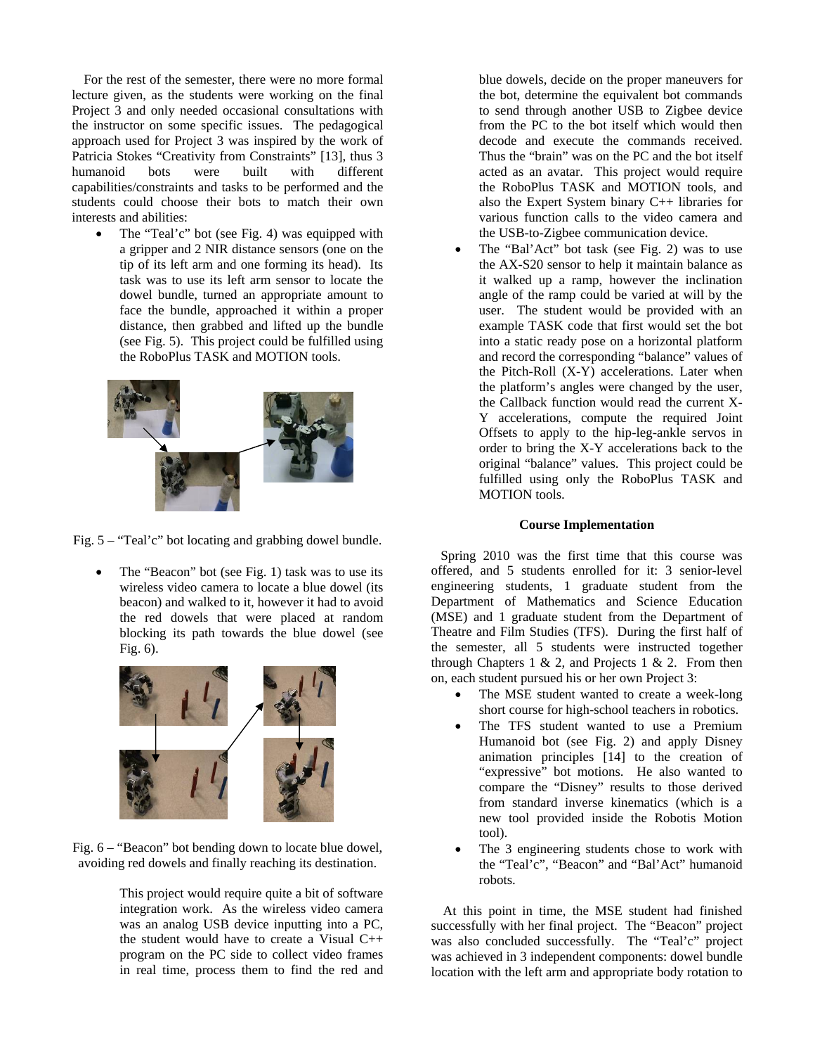For the rest of the semester, there were no more formal lecture given, as the students were working on the final Project 3 and only needed occasional consultations with the instructor on some specific issues. The pedagogical approach used for Project 3 was inspired by the work of Patricia Stokes "Creativity from Constraints" [13], thus 3 humanoid bots were built with different capabilities/constraints and tasks to be performed and the students could choose their bots to match their own interests and abilities:

- The "Teal'c" bot (see Fig. 4) was equipped with a gripper and 2 NIR distance sensors (one on the tip of its left arm and one forming its head). Its task was to use its left arm sensor to locate the dowel bundle, turned an appropriate amount to face the bundle, approached it within a proper distance, then grabbed and lifted up the bundle (see Fig. 5). This project could be fulfilled using the RoboPlus TASK and MOTION tools.

Fig. 5 – "Teal'c" bot locating and grabbing dowel bundle.

- The "Beacon" bot (see Fig. 1) task was to use its wireless video camera to locate a blue dowel (its beacon) and walked to it, however it had to avoid the red dowels that were placed at random blocking its path towards the blue dowel (see Fig. 6).

Fig. 6 – "Beacon" bot bending down to locate blue dowel, avoiding red dowels and finally reaching its destination.

  This project would require quite a bit of software integration work. As the wireless video camera was an analog USB device inputting into a PC, the student would have to create a Visual C++ program on the PC side to collect video frames in real time, process them to find the red and blue dowels, decide on the proper maneuvers for the bot, determine the equivalent bot commands to send through another USB to Zigbee device from the PC to the bot itself which would then decode and execute the commands received. Thus the "brain" was on the PC and the bot itself acted as an avatar. This project would require the RoboPlus TASK and MOTION tools, and also the Expert System binary C++ libraries for various function calls to the video camera and the USB-to-Zigbee communication device.

- The "Bal'Act" bot task (see Fig. 2) was to use the AX-S20 sensor to help it maintain balance as it walked up a ramp, however the inclination angle of the ramp could be varied at will by the user. The student would be provided with an example TASK code that first would set the bot into a static ready pose on a horizontal platform and record the corresponding "balance" values of the Pitch-Roll (X-Y) accelerations. Later when the platform's angles were changed by the user, the Callback function would read the current X-Y accelerations, compute the required Joint Offsets to apply to the hip-leg-ankle servos in order to bring the X-Y accelerations back to the original "balance" values. This project could be fulfilled using only the RoboPlus TASK and MOTION tools.

### Course Implementation

Spring 2010 was the first time that this course was offered, and 5 students enrolled for it: 3 senior-level engineering students, 1 graduate student from the Department of Mathematics and Science Education (MSE) and 1 graduate student from the Department of Theatre and Film Studies (TFS). During the first half of the semester, all 5 students were instructed together through Chapters 1 & 2, and Projects 1 & 2. From then on, each student pursued his or her own Project 3:

- The MSE student wanted to create a week-long short course for high-school teachers in robotics.
- The TFS student wanted to use a Premium Humanoid bot (see Fig. 2) and apply Disney animation principles [14] to the creation of "expressive" bot motions. He also wanted to compare the "Disney" results to those derived from standard inverse kinematics (which is a new tool provided inside the Robotis Motion tool).
- The 3 engineering students chose to work with the "Teal'c", "Beacon" and "Bal'Act" humanoid robots.

At this point in time, the MSE student had finished successfully with her final project. The "Beacon" project was also concluded successfully. The "Teal'c" project was achieved in 3 independent components: dowel bundle location with the left arm and appropriate body rotation to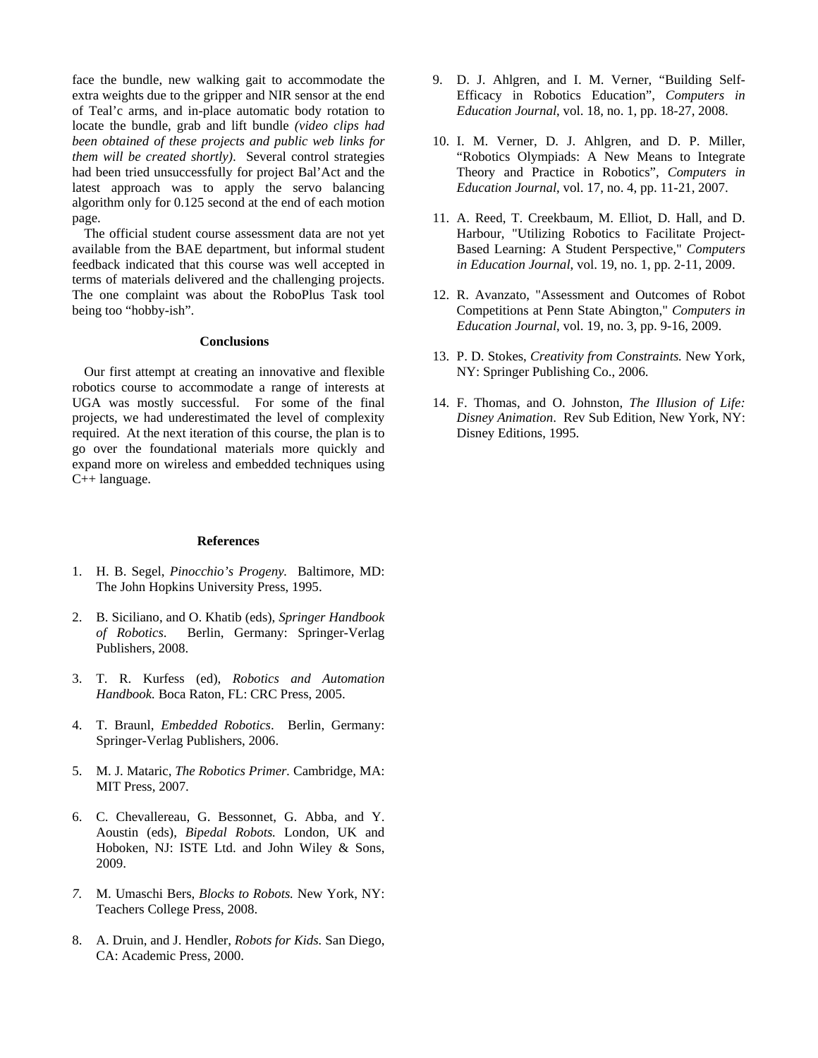face the bundle, new walking gait to accommodate the extra weights due to the gripper and NIR sensor at the end of Teal'c arms, and in-place automatic body rotation to locate the bundle, grab and lift bundle *(video clips had been obtained of these projects and public web links for them will be created shortly)*. Several control strategies had been tried unsuccessfully for project Bal'Act and the latest approach was to apply the servo balancing algorithm only for 0.125 second at the end of each motion page.

The official student course assessment data are not yet available from the BAE department, but informal student feedback indicated that this course was well accepted in terms of materials delivered and the challenging projects. The one complaint was about the RoboPlus Task tool being too "hobby-ish".

## Conclusions

Our first attempt at creating an innovative and flexible robotics course to accommodate a range of interests at UGA was mostly successful. For some of the final projects, we had underestimated the level of complexity required. At the next iteration of this course, the plan is to go over the foundational materials more quickly and expand more on wireless and embedded techniques using C++ language.

## References

1. H. B. Segel, *Pinocchio's Progeny.* Baltimore, MD: The John Hopkins University Press, 1995.

2. B. Siciliano, and O. Khatib (eds), *Springer Handbook of Robotics*. Berlin, Germany: Springer-Verlag Publishers, 2008.

3. T. R. Kurfess (ed), *Robotics and Automation Handbook.* Boca Raton, FL: CRC Press, 2005.

4. T. Braunl, *Embedded Robotics*. Berlin, Germany: Springer-Verlag Publishers, 2006.

5. M. J. Mataric, *The Robotics Primer.* Cambridge, MA: MIT Press, 2007.

6. C. Chevallereau, G. Bessonnet, G. Abba, and Y. Aoustin (eds), *Bipedal Robots.* London, UK and Hoboken, NJ: ISTE Ltd. and John Wiley & Sons, 2009.

7. M. Umaschi Bers, *Blocks to Robots.* New York, NY: Teachers College Press, 2008.

8. A. Druin, and J. Hendler, *Robots for Kids.* San Diego, CA: Academic Press, 2000.

9. D. J. Ahlgren, and I. M. Verner, "Building Self-Efficacy in Robotics Education", *Computers in Education Journal*, vol. 18, no. 1, pp. 18-27, 2008.

10. I. M. Verner, D. J. Ahlgren, and D. P. Miller, "Robotics Olympiads: A New Means to Integrate Theory and Practice in Robotics", *Computers in Education Journal,* vol. 17, no. 4, pp. 11-21, 2007.

11. A. Reed, T. Creekbaum, M. Elliot, D. Hall, and D. Harbour, "Utilizing Robotics to Facilitate Project-Based Learning: A Student Perspective," *Computers in Education Journal*, vol. 19, no. 1, pp. 2-11, 2009.

12. R. Avanzato, "Assessment and Outcomes of Robot Competitions at Penn State Abington," *Computers in Education Journal*, vol. 19, no. 3, pp. 9-16, 2009.

13. P. D. Stokes, *Creativity from Constraints.* New York, NY: Springer Publishing Co., 2006.

14. F. Thomas, and O. Johnston, *The Illusion of Life: Disney Animation*. Rev Sub Edition, New York, NY: Disney Editions, 1995.